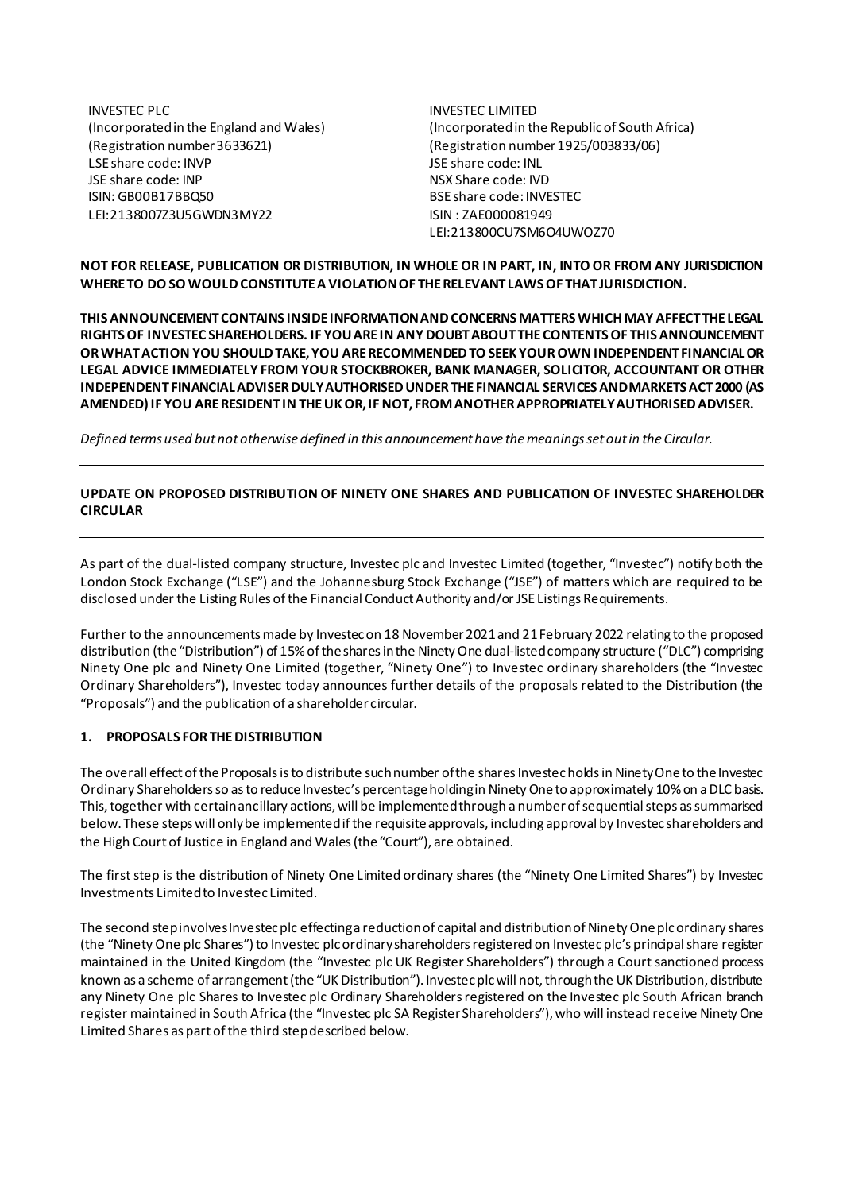INVESTEC PLC
(Incorporated in the England and Wales)
(Registration number 3633621)
LSE share code: INVP
JSE share code: INP
ISIN: GB00B17BBQ50
LEI:2138007Z3U5GWDN3MY22

INVESTEC LIMITED
(Incorporated in the Republic of South Africa)
(Registration number 1925/003833/06)
JSE share code: INL
NSX Share code: IVD
BSE share code: INVESTEC
ISIN : ZAE000081949
LEI:213800CU7SM6O4UWOZ70

**NOT FOR RELEASE, PUBLICATION OR DISTRIBUTION, IN WHOLE OR IN PART, IN, INTO OR FROM ANY JURISDICTION WHERE TO DO SO WOULD CONSTITUTE A VIOLATION OF THE RELEVANT LAWS OF THAT JURISDICTION.**

**THIS ANNOUNCEMENT CONTAINS INSIDE INFORMATION AND CONCERNS MATTERS WHICH MAY AFFECT THE LEGAL RIGHTS OF INVESTEC SHAREHOLDERS. IF YOU ARE IN ANY DOUBT ABOUT THE CONTENTS OF THIS ANNOUNCEMENT OR WHAT ACTION YOU SHOULD TAKE, YOU ARE RECOMMENDED TO SEEK YOUR OWN INDEPENDENT FINANCIAL OR LEGAL ADVICE IMMEDIATELY FROM YOUR STOCKBROKER, BANK MANAGER, SOLICITOR, ACCOUNTANT OR OTHER INDEPENDENT FINANCIAL ADVISER DULY AUTHORISED UNDER THE FINANCIAL SERVICES AND MARKETS ACT 2000 (AS AMENDED) IF YOU ARE RESIDENT IN THE UK OR, IF NOT, FROM ANOTHER APPROPRIATELY AUTHORISED ADVISER.**

*Defined terms used but not otherwise defined in this announcement have the meanings set out in the Circular.*

---

**UPDATE ON PROPOSED DISTRIBUTION OF NINETY ONE SHARES AND PUBLICATION OF INVESTEC SHAREHOLDER CIRCULAR**

---

As part of the dual-listed company structure, Investec plc and Investec Limited (together, "Investec") notify both the London Stock Exchange ("LSE") and the Johannesburg Stock Exchange ("JSE") of matters which are required to be disclosed under the Listing Rules of the Financial Conduct Authority and/or JSE Listings Requirements.

Further to the announcements made by Investec on 18 November 2021 and 21 February 2022 relating to the proposed distribution (the "Distribution") of 15% of the shares in the Ninety One dual-listed company structure ("DLC") comprising Ninety One plc and Ninety One Limited (together, "Ninety One") to Investec ordinary shareholders (the "Investec Ordinary Shareholders"), Investec today announces further details of the proposals related to the Distribution (the "Proposals") and the publication of a shareholder circular.

**1. PROPOSALS FOR THE DISTRIBUTION**

The overall effect of the Proposals is to distribute such number of the shares Investec holds in Ninety One to the Investec Ordinary Shareholders so as to reduce Investec's percentage holding in Ninety One to approximately 10% on a DLC basis. This, together with certain ancillary actions, will be implemented through a number of sequential steps as summarised below. These steps will only be implemented if the requisite approvals, including approval by Investec shareholders and the High Court of Justice in England and Wales (the "Court"), are obtained.

The first step is the distribution of Ninety One Limited ordinary shares (the "Ninety One Limited Shares") by Investec Investments Limited to Investec Limited.

The second step involves Investec plc effecting a reduction of capital and distribution of Ninety One plc ordinary shares (the "Ninety One plc Shares") to Investec plc ordinary shareholders registered on Investec plc's principal share register maintained in the United Kingdom (the "Investec plc UK Register Shareholders") through a Court sanctioned process known as a scheme of arrangement (the "UK Distribution"). Investec plc will not, through the UK Distribution, distribute any Ninety One plc Shares to Investec plc Ordinary Shareholders registered on the Investec plc South African branch register maintained in South Africa (the "Investec plc SA Register Shareholders"), who will instead receive Ninety One Limited Shares as part of the third step described below.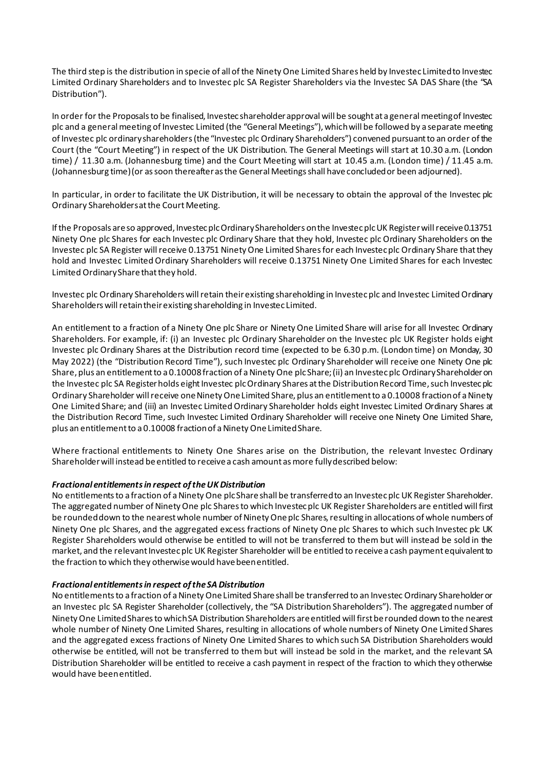The third step is the distribution in specie of all of the Ninety One Limited Shares held by Investec Limited to Investec Limited Ordinary Shareholders and to Investec plc SA Register Shareholders via the Investec SA DAS Share (the "SA Distribution").

In order for the Proposals to be finalised, Investec shareholder approval will be sought at a general meeting of Investec plc and a general meeting of Investec Limited (the "General Meetings"), which will be followed by a separate meeting of Investec plc ordinary shareholders (the "Investec plc Ordinary Shareholders") convened pursuant to an order of the Court (the "Court Meeting") in respect of the UK Distribution. The General Meetings will start at 10.30 a.m. (London time) / 11.30 a.m. (Johannesburg time) and the Court Meeting will start at 10.45 a.m. (London time) / 11.45 a.m. (Johannesburg time) (or as soon thereafter as the General Meetings shall have concluded or been adjourned).

In particular, in order to facilitate the UK Distribution, it will be necessary to obtain the approval of the Investec plc Ordinary Shareholders at the Court Meeting.

If the Proposals are so approved, Investec plc Ordinary Shareholders on the Investec plc UK Register will receive 0.13751 Ninety One plc Shares for each Investec plc Ordinary Share that they hold, Investec plc Ordinary Shareholders on the Investec plc SA Register will receive 0.13751 Ninety One Limited Shares for each Investec plc Ordinary Share that they hold and Investec Limited Ordinary Shareholders will receive 0.13751 Ninety One Limited Shares for each Investec Limited Ordinary Share that they hold.

Investec plc Ordinary Shareholders will retain their existing shareholding in Investec plc and Investec Limited Ordinary Shareholders will retain their existing shareholding in Investec Limited.

An entitlement to a fraction of a Ninety One plc Share or Ninety One Limited Share will arise for all Investec Ordinary Shareholders. For example, if: (i) an Investec plc Ordinary Shareholder on the Investec plc UK Register holds eight Investec plc Ordinary Shares at the Distribution record time (expected to be 6.30 p.m. (London time) on Monday, 30 May 2022) (the "Distribution Record Time"), such Investec plc Ordinary Shareholder will receive one Ninety One plc Share, plus an entitlement to a 0.10008 fraction of a Ninety One plc Share; (ii) an Investec plc Ordinary Shareholder on the Investec plc SA Register holds eight Investec plc Ordinary Shares at the Distribution Record Time, such Investec plc Ordinary Shareholder will receive one Ninety One Limited Share, plus an entitlement to a 0.10008 fraction of a Ninety One Limited Share; and (iii) an Investec Limited Ordinary Shareholder holds eight Investec Limited Ordinary Shares at the Distribution Record Time, such Investec Limited Ordinary Shareholder will receive one Ninety One Limited Share, plus an entitlement to a 0.10008 fraction of a Ninety One Limited Share.

Where fractional entitlements to Ninety One Shares arise on the Distribution, the relevant Investec Ordinary Shareholder will instead be entitled to receive a cash amount as more fully described below:

***Fractional entitlements in respect of the UK Distribution***

No entitlements to a fraction of a Ninety One plc Share shall be transferred to an Investec plc UK Register Shareholder. The aggregated number of Ninety One plc Shares to which Investec plc UK Register Shareholders are entitled will first be rounded down to the nearest whole number of Ninety One plc Shares, resulting in allocations of whole numbers of Ninety One plc Shares, and the aggregated excess fractions of Ninety One plc Shares to which such Investec plc UK Register Shareholders would otherwise be entitled to will not be transferred to them but will instead be sold in the market, and the relevant Investec plc UK Register Shareholder will be entitled to receive a cash payment equivalent to the fraction to which they otherwise would have been entitled.

***Fractional entitlements in respect of the SA Distribution***

No entitlements to a fraction of a Ninety One Limited Share shall be transferred to an Investec Ordinary Shareholder or an Investec plc SA Register Shareholder (collectively, the "SA Distribution Shareholders"). The aggregated number of Ninety One Limited Shares to which SA Distribution Shareholders are entitled will first be rounded down to the nearest whole number of Ninety One Limited Shares, resulting in allocations of whole numbers of Ninety One Limited Shares and the aggregated excess fractions of Ninety One Limited Shares to which such SA Distribution Shareholders would otherwise be entitled, will not be transferred to them but will instead be sold in the market, and the relevant SA Distribution Shareholder will be entitled to receive a cash payment in respect of the fraction to which they otherwise would have been entitled.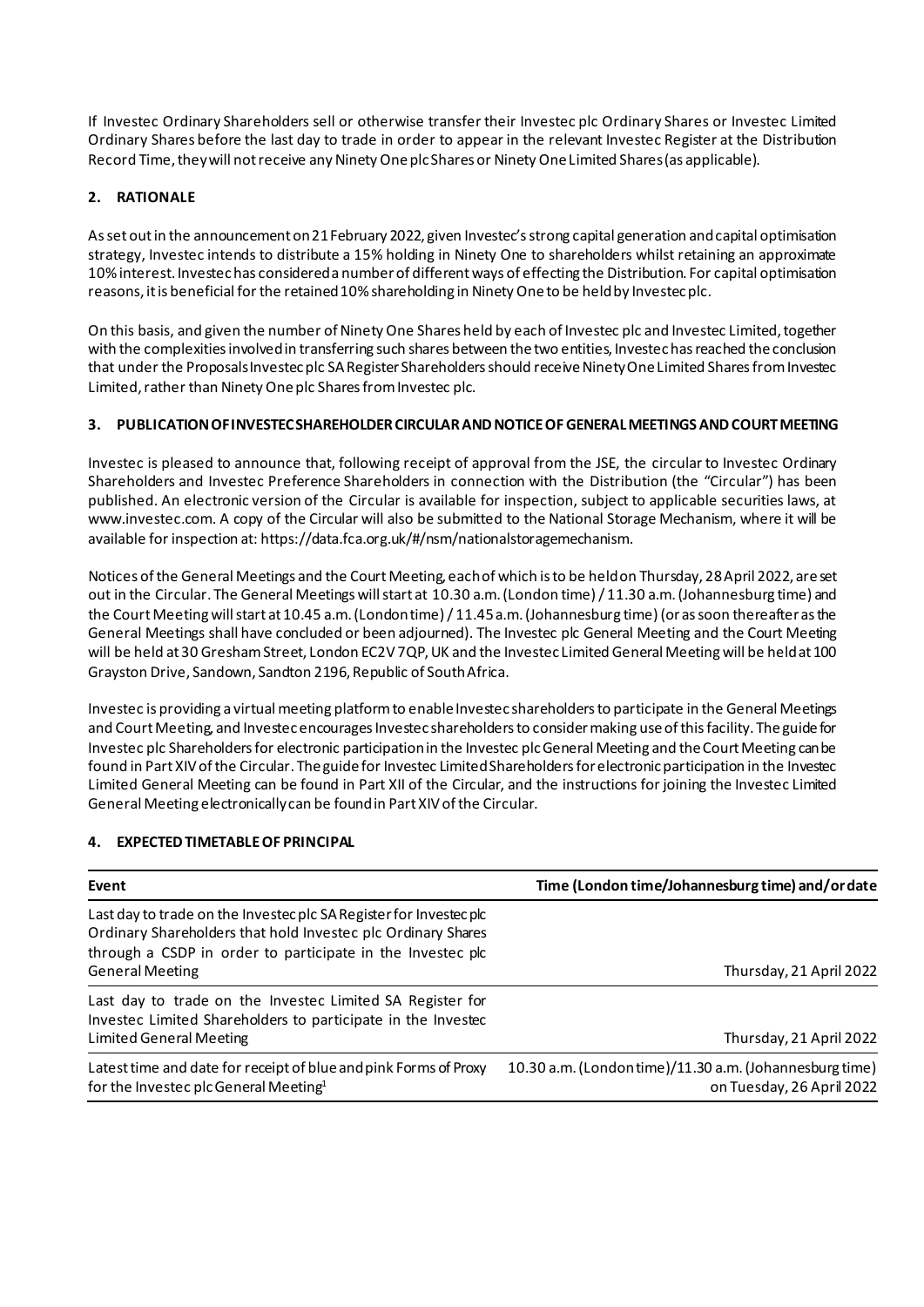If Investec Ordinary Shareholders sell or otherwise transfer their Investec plc Ordinary Shares or Investec Limited Ordinary Shares before the last day to trade in order to appear in the relevant Investec Register at the Distribution Record Time, they will not receive any Ninety One plc Shares or Ninety One Limited Shares (as applicable).

## 2. RATIONALE

As set out in the announcement on 21 February 2022, given Investec's strong capital generation and capital optimisation strategy, Investec intends to distribute a 15% holding in Ninety One to shareholders whilst retaining an approximate 10% interest. Investec has considered a number of different ways of effecting the Distribution. For capital optimisation reasons, it is beneficial for the retained 10% shareholding in Ninety One to be held by Investec plc.

On this basis, and given the number of Ninety One Shares held by each of Investec plc and Investec Limited, together with the complexities involved in transferring such shares between the two entities, Investec has reached the conclusion that under the Proposals Investec plc SA Register Shareholders should receive Ninety One Limited Shares from Investec Limited, rather than Ninety One plc Shares from Investec plc.

## 3. PUBLICATION OF INVESTEC SHAREHOLDER CIRCULAR AND NOTICE OF GENERAL MEETINGS AND COURT MEETING

Investec is pleased to announce that, following receipt of approval from the JSE, the circular to Investec Ordinary Shareholders and Investec Preference Shareholders in connection with the Distribution (the "Circular") has been published. An electronic version of the Circular is available for inspection, subject to applicable securities laws, at www.investec.com. A copy of the Circular will also be submitted to the National Storage Mechanism, where it will be available for inspection at: https://data.fca.org.uk/#/nsm/nationalstoragemechanism.

Notices of the General Meetings and the Court Meeting, each of which is to be held on Thursday, 28 April 2022, are set out in the Circular. The General Meetings will start at 10.30 a.m. (London time) / 11.30 a.m. (Johannesburg time) and the Court Meeting will start at 10.45 a.m. (London time) / 11.45 a.m. (Johannesburg time) (or as soon thereafter as the General Meetings shall have concluded or been adjourned). The Investec plc General Meeting and the Court Meeting will be held at 30 Gresham Street, London EC2V 7QP, UK and the Investec Limited General Meeting will be held at 100 Grayston Drive, Sandown, Sandton 2196, Republic of South Africa.

Investec is providing a virtual meeting platform to enable Investec shareholders to participate in the General Meetings and Court Meeting, and Investec encourages Investec shareholders to consider making use of this facility. The guide for Investec plc Shareholders for electronic participation in the Investec plc General Meeting and the Court Meeting can be found in Part XIV of the Circular. The guide for Investec Limited Shareholders for electronic participation in the Investec Limited General Meeting can be found in Part XII of the Circular, and the instructions for joining the Investec Limited General Meeting electronically can be found in Part XIV of the Circular.

## 4. EXPECTED TIMETABLE OF PRINCIPAL

| Event | Time (London time/Johannesburg time) and/or date |
|---|---|
| Last day to trade on the Investec plc SA Register for Investec plc Ordinary Shareholders that hold Investec plc Ordinary Shares through a CSDP in order to participate in the Investec plc General Meeting | Thursday, 21 April 2022 |
| Last day to trade on the Investec Limited SA Register for Investec Limited Shareholders to participate in the Investec Limited General Meeting | Thursday, 21 April 2022 |
| Latest time and date for receipt of blue and pink Forms of Proxy for the Investec plc General Meeting[1] | 10.30 a.m. (London time)/11.30 a.m. (Johannesburg time) on Tuesday, 26 April 2022 |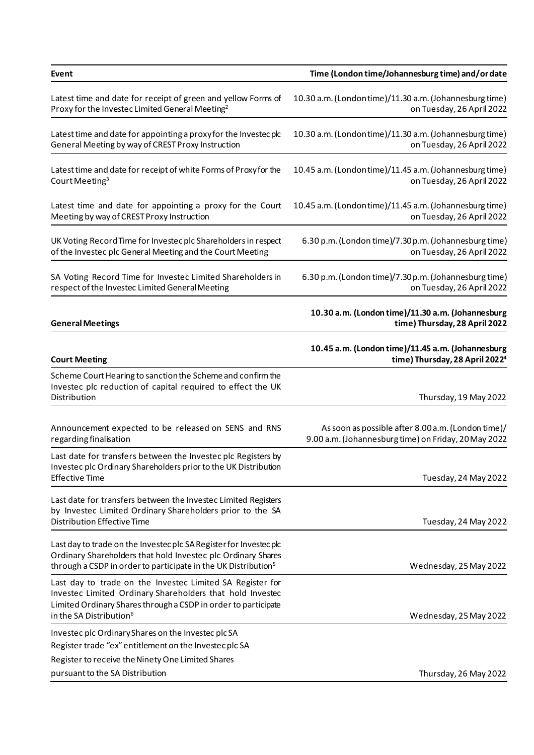| Event | Time (London time/Johannesburg time) and/or date |
| --- | --- |
| Latest time and date for receipt of green and yellow Forms of Proxy for the Investec Limited General Meeting[2] | 10.30 a.m. (London time)/11.30 a.m. (Johannesburg time) on Tuesday, 26 April 2022 |
| Latest time and date for appointing a proxy for the Investec plc General Meeting by way of CREST Proxy Instruction | 10.30 a.m. (London time)/11.30 a.m. (Johannesburg time) on Tuesday, 26 April 2022 |
| Latest time and date for receipt of white Forms of Proxy for the Court Meeting[3] | 10.45 a.m. (London time)/11.45 a.m. (Johannesburg time) on Tuesday, 26 April 2022 |
| Latest time and date for appointing a proxy for the Court Meeting by way of CREST Proxy Instruction | 10.45 a.m. (London time)/11.45 a.m. (Johannesburg time) on Tuesday, 26 April 2022 |
| UK Voting Record Time for Investec plc Shareholders in respect of the Investec plc General Meeting and the Court Meeting | 6.30 p.m. (London time)/7.30 p.m. (Johannesburg time) on Tuesday, 26 April 2022 |
| SA Voting Record Time for Investec Limited Shareholders in respect of the Investec Limited General Meeting | 6.30 p.m. (London time)/7.30 p.m. (Johannesburg time) on Tuesday, 26 April 2022 |
| **General Meetings** | **10.30 a.m. (London time)/11.30 a.m. (Johannesburg time) Thursday, 28 April 2022** |
| **Court Meeting** | **10.45 a.m. (London time)/11.45 a.m. (Johannesburg time) Thursday, 28 April 2022[4]** |
| Scheme Court Hearing to sanction the Scheme and confirm the Investec plc reduction of capital required to effect the UK Distribution | Thursday, 19 May 2022 |
| Announcement expected to be released on SENS and RNS regarding finalisation | As soon as possible after 8.00 a.m. (London time)/ 9.00 a.m. (Johannesburg time) on Friday, 20 May 2022 |
| Last date for transfers between the Investec plc Registers by Investec plc Ordinary Shareholders prior to the UK Distribution Effective Time | Tuesday, 24 May 2022 |
| Last date for transfers between the Investec Limited Registers by Investec Limited Ordinary Shareholders prior to the SA Distribution Effective Time | Tuesday, 24 May 2022 |
| Last day to trade on the Investec plc SA Register for Investec plc Ordinary Shareholders that hold Investec plc Ordinary Shares through a CSDP in order to participate in the UK Distribution[5] | Wednesday, 25 May 2022 |
| Last day to trade on the Investec Limited SA Register for Investec Limited Ordinary Shareholders that hold Investec Limited Ordinary Shares through a CSDP in order to participate in the SA Distribution[6] | Wednesday, 25 May 2022 |
| Investec plc Ordinary Shares on the Investec plc SA Register trade "ex" entitlement on the Investec plc SA Register to receive the Ninety One Limited Shares pursuant to the SA Distribution | Thursday, 26 May 2022 |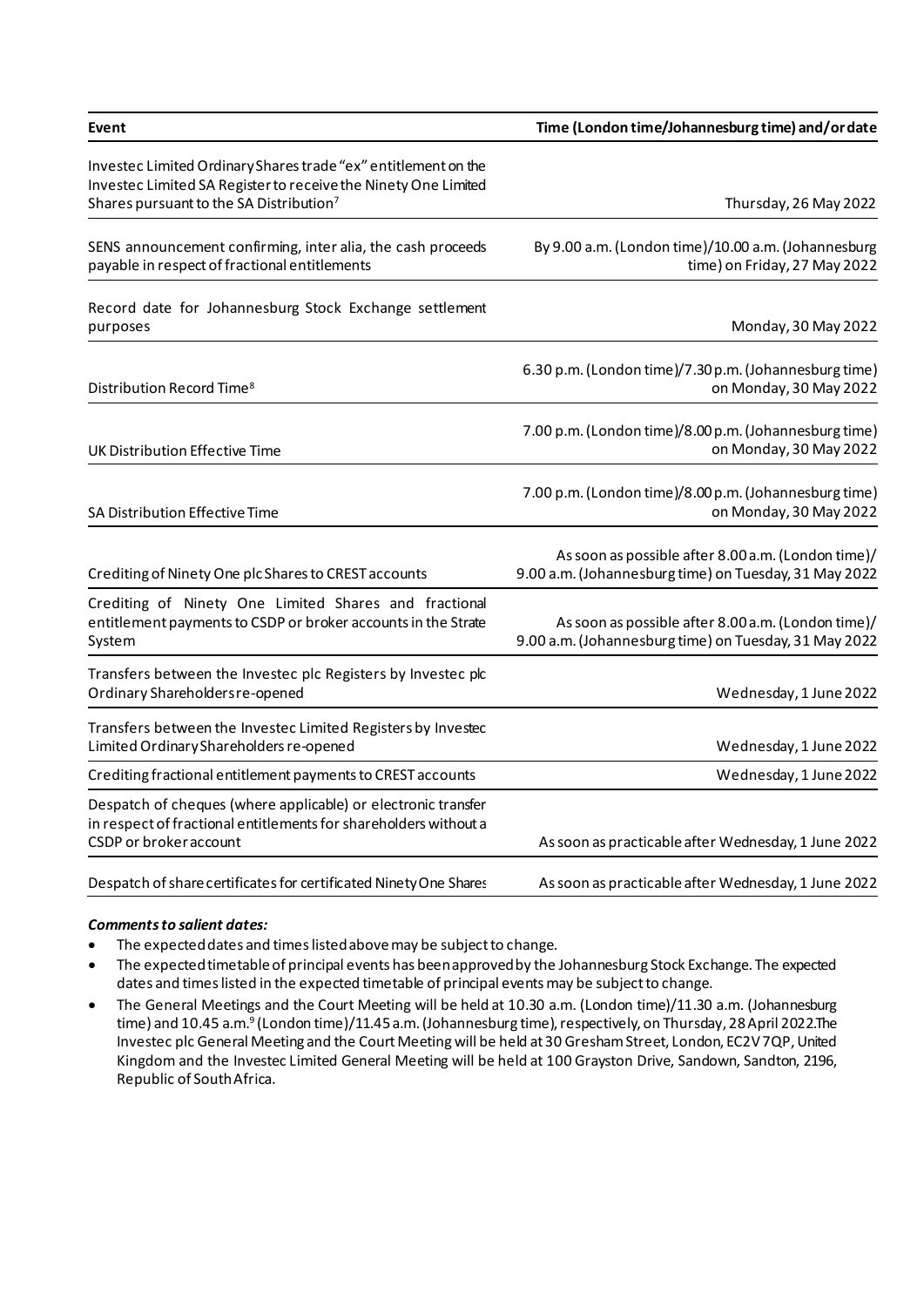| Event | Time (London time/Johannesburg time) and/or date |
| --- | --- |
| Investec Limited Ordinary Shares trade "ex" entitlement on the Investec Limited SA Register to receive the Ninety One Limited Shares pursuant to the SA Distribution[7] | Thursday, 26 May 2022 |
| SENS announcement confirming, inter alia, the cash proceeds payable in respect of fractional entitlements | By 9.00 a.m. (London time)/10.00 a.m. (Johannesburg time) on Friday, 27 May 2022 |
| Record date for Johannesburg Stock Exchange settlement purposes | Monday, 30 May 2022 |
| Distribution Record Time[8] | 6.30 p.m. (London time)/7.30 p.m. (Johannesburg time) on Monday, 30 May 2022 |
| UK Distribution Effective Time | 7.00 p.m. (London time)/8.00 p.m. (Johannesburg time) on Monday, 30 May 2022 |
| SA Distribution Effective Time | 7.00 p.m. (London time)/8.00 p.m. (Johannesburg time) on Monday, 30 May 2022 |
| Crediting of Ninety One plc Shares to CREST accounts | As soon as possible after 8.00 a.m. (London time)/ 9.00 a.m. (Johannesburg time) on Tuesday, 31 May 2022 |
| Crediting of Ninety One Limited Shares and fractional entitlement payments to CSDP or broker accounts in the Strate System | As soon as possible after 8.00 a.m. (London time)/ 9.00 a.m. (Johannesburg time) on Tuesday, 31 May 2022 |
| Transfers between the Investec plc Registers by Investec plc Ordinary Shareholders re-opened | Wednesday, 1 June 2022 |
| Transfers between the Investec Limited Registers by Investec Limited Ordinary Shareholders re-opened | Wednesday, 1 June 2022 |
| Crediting fractional entitlement payments to CREST accounts | Wednesday, 1 June 2022 |
| Despatch of cheques (where applicable) or electronic transfer in respect of fractional entitlements for shareholders without a CSDP or broker account | As soon as practicable after Wednesday, 1 June 2022 |
| Despatch of share certificates for certificated Ninety One Shares | As soon as practicable after Wednesday, 1 June 2022 |

***Comments to salient dates:***

- The expected dates and times listed above may be subject to change.
- The expected timetable of principal events has been approved by the Johannesburg Stock Exchange. The expected dates and times listed in the expected timetable of principal events may be subject to change.
- The General Meetings and the Court Meeting will be held at 10.30 a.m. (London time)/11.30 a.m. (Johannesburg time) and 10.45 a.m.[9] (London time)/11.45 a.m. (Johannesburg time), respectively, on Thursday, 28 April 2022. The Investec plc General Meeting and the Court Meeting will be held at 30 Gresham Street, London, EC2V 7QP, United Kingdom and the Investec Limited General Meeting will be held at 100 Grayston Drive, Sandown, Sandton, 2196, Republic of South Africa.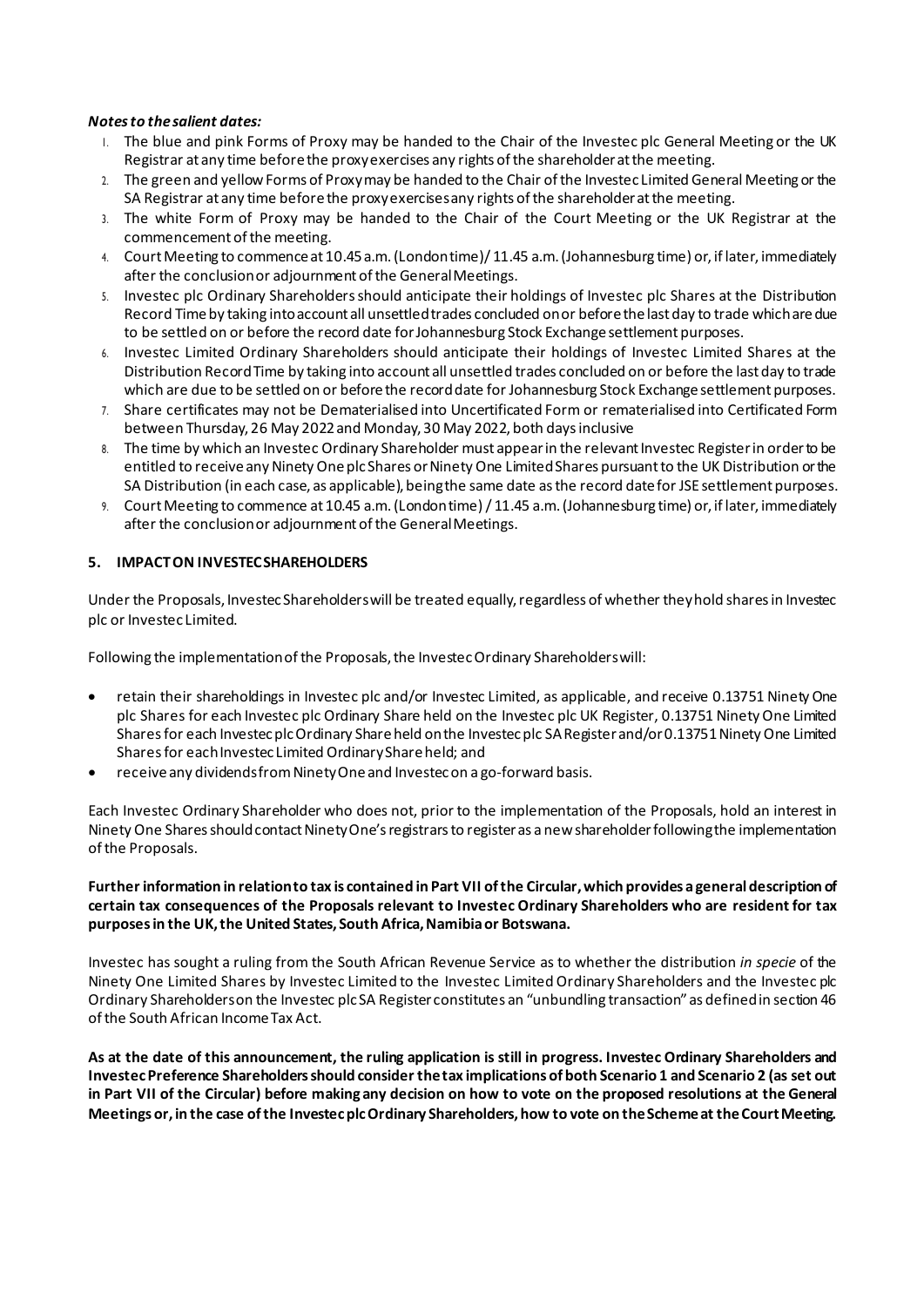***Notes to the salient dates:***

1. The blue and pink Forms of Proxy may be handed to the Chair of the Investec plc General Meeting or the UK Registrar at any time before the proxy exercises any rights of the shareholder at the meeting.
2. The green and yellow Forms of Proxy may be handed to the Chair of the Investec Limited General Meeting or the SA Registrar at any time before the proxy exercises any rights of the shareholder at the meeting.
3. The white Form of Proxy may be handed to the Chair of the Court Meeting or the UK Registrar at the commencement of the meeting.
4. Court Meeting to commence at 10.45 a.m. (London time) / 11.45 a.m. (Johannesburg time) or, if later, immediately after the conclusion or adjournment of the General Meetings.
5. Investec plc Ordinary Shareholders should anticipate their holdings of Investec plc Shares at the Distribution Record Time by taking into account all unsettled trades concluded on or before the last day to trade which are due to be settled on or before the record date for Johannesburg Stock Exchange settlement purposes.
6. Investec Limited Ordinary Shareholders should anticipate their holdings of Investec Limited Shares at the Distribution Record Time by taking into account all unsettled trades concluded on or before the last day to trade which are due to be settled on or before the record date for Johannesburg Stock Exchange settlement purposes.
7. Share certificates may not be Dematerialised into Uncertificated Form or rematerialised into Certificated Form between Thursday, 26 May 2022 and Monday, 30 May 2022, both days inclusive
8. The time by which an Investec Ordinary Shareholder must appear in the relevant Investec Register in order to be entitled to receive any Ninety One plc Shares or Ninety One Limited Shares pursuant to the UK Distribution or the SA Distribution (in each case, as applicable), being the same date as the record date for JSE settlement purposes.
9. Court Meeting to commence at 10.45 a.m. (London time) / 11.45 a.m. (Johannesburg time) or, if later, immediately after the conclusion or adjournment of the General Meetings.

## 5. IMPACT ON INVESTEC SHAREHOLDERS

Under the Proposals, Investec Shareholders will be treated equally, regardless of whether they hold shares in Investec plc or Investec Limited.

Following the implementation of the Proposals, the Investec Ordinary Shareholders will:

- retain their shareholdings in Investec plc and/or Investec Limited, as applicable, and receive 0.13751 Ninety One plc Shares for each Investec plc Ordinary Share held on the Investec plc UK Register, 0.13751 Ninety One Limited Shares for each Investec plc Ordinary Share held on the Investec plc SA Register and/or 0.13751 Ninety One Limited Shares for each Investec Limited Ordinary Share held; and
- receive any dividends from Ninety One and Investec on a go-forward basis.

Each Investec Ordinary Shareholder who does not, prior to the implementation of the Proposals, hold an interest in Ninety One Shares should contact Ninety One's registrars to register as a new shareholder following the implementation of the Proposals.

**Further information in relation to tax is contained in Part VII of the Circular, which provides a general description of certain tax consequences of the Proposals relevant to Investec Ordinary Shareholders who are resident for tax purposes in the UK, the United States, South Africa, Namibia or Botswana.**

Investec has sought a ruling from the South African Revenue Service as to whether the distribution *in specie* of the Ninety One Limited Shares by Investec Limited to the Investec Limited Ordinary Shareholders and the Investec plc Ordinary Shareholders on the Investec plc SA Register constitutes an "unbundling transaction" as defined in section 46 of the South African Income Tax Act.

**As at the date of this announcement, the ruling application is still in progress. Investec Ordinary Shareholders and Investec Preference Shareholders should consider the tax implications of both Scenario 1 and Scenario 2 (as set out in Part VII of the Circular) before making any decision on how to vote on the proposed resolutions at the General Meetings or, in the case of the Investec plc Ordinary Shareholders, how to vote on the Scheme at the Court Meeting.**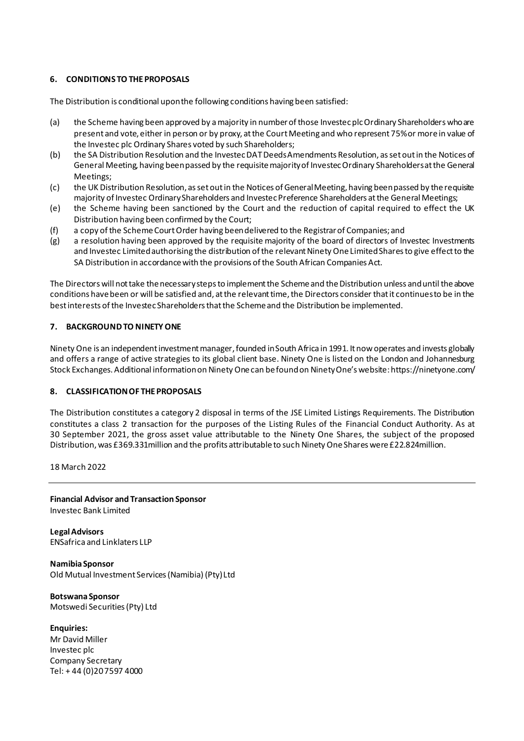## 6. CONDITIONS TO THE PROPOSALS

The Distribution is conditional upon the following conditions having been satisfied:

(a) the Scheme having been approved by a majority in number of those Investec plc Ordinary Shareholders who are present and vote, either in person or by proxy, at the Court Meeting and who represent 75% or more in value of the Investec plc Ordinary Shares voted by such Shareholders;

(b) the SA Distribution Resolution and the Investec DAT Deeds Amendments Resolution, as set out in the Notices of General Meeting, having been passed by the requisite majority of Investec Ordinary Shareholders at the General Meetings;

(c) the UK Distribution Resolution, as set out in the Notices of General Meeting, having been passed by the requisite majority of Investec Ordinary Shareholders and Investec Preference Shareholders at the General Meetings;

(e) the Scheme having been sanctioned by the Court and the reduction of capital required to effect the UK Distribution having been confirmed by the Court;

(f) a copy of the Scheme Court Order having been delivered to the Registrar of Companies; and

(g) a resolution having been approved by the requisite majority of the board of directors of Investec Investments and Investec Limited authorising the distribution of the relevant Ninety One Limited Shares to give effect to the SA Distribution in accordance with the provisions of the South African Companies Act.

The Directors will not take the necessary steps to implement the Scheme and the Distribution unless and until the above conditions have been or will be satisfied and, at the relevant time, the Directors consider that it continues to be in the best interests of the Investec Shareholders that the Scheme and the Distribution be implemented.

## 7. BACKGROUND TO NINETY ONE

Ninety One is an independent investment manager, founded in South Africa in 1991. It now operates and invests globally and offers a range of active strategies to its global client base. Ninety One is listed on the London and Johannesburg Stock Exchanges. Additional information on Ninety One can be found on Ninety One's website: https://ninetyone.com/

## 8. CLASSIFICATION OF THE PROPOSALS

The Distribution constitutes a category 2 disposal in terms of the JSE Limited Listings Requirements. The Distribution constitutes a class 2 transaction for the purposes of the Listing Rules of the Financial Conduct Authority. As at 30 September 2021, the gross asset value attributable to the Ninety One Shares, the subject of the proposed Distribution, was £369.331million and the profits attributable to such Ninety One Shares were £22.824million.

18 March 2022

---

**Financial Advisor and Transaction Sponsor**
Investec Bank Limited

**Legal Advisors**
ENSafrica and Linklaters LLP

**Namibia Sponsor**
Old Mutual Investment Services (Namibia) (Pty) Ltd

**Botswana Sponsor**
Motswedi Securities (Pty) Ltd

**Enquiries:**
Mr David Miller
Investec plc
Company Secretary
Tel: + 44 (0)20 7597 4000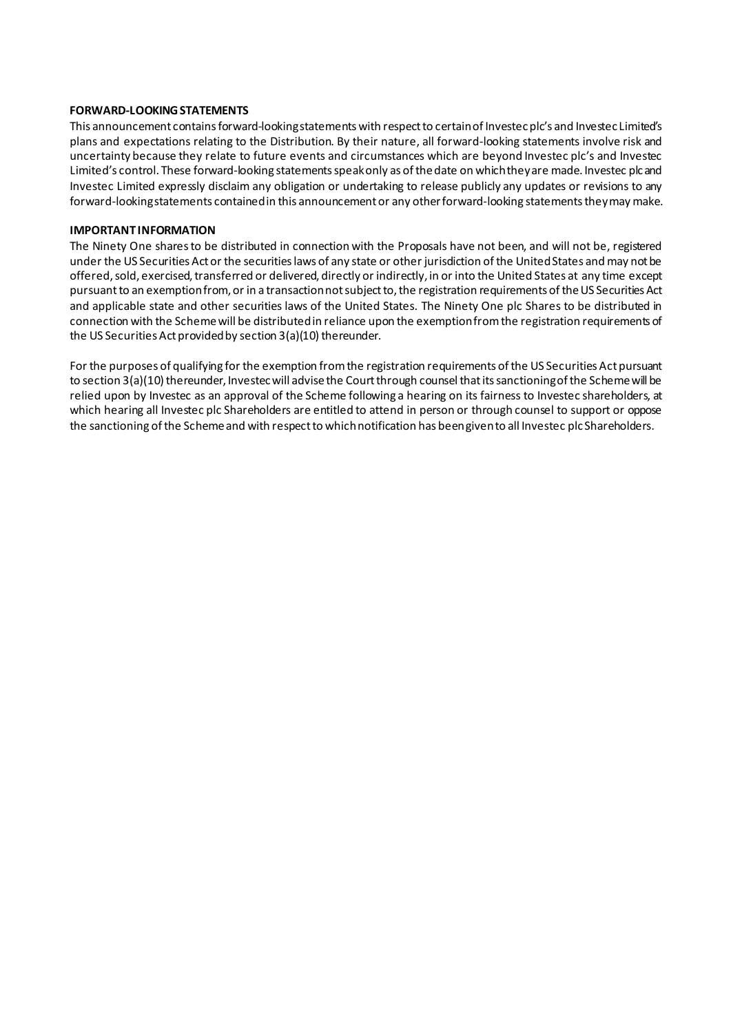**FORWARD-LOOKING STATEMENTS**

This announcement contains forward-looking statements with respect to certain of Investec plc's and Investec Limited's plans and expectations relating to the Distribution. By their nature, all forward-looking statements involve risk and uncertainty because they relate to future events and circumstances which are beyond Investec plc's and Investec Limited's control. These forward-looking statements speak only as of the date on which they are made. Investec plc and Investec Limited expressly disclaim any obligation or undertaking to release publicly any updates or revisions to any forward-looking statements contained in this announcement or any other forward-looking statements they may make.

**IMPORTANT INFORMATION**

The Ninety One shares to be distributed in connection with the Proposals have not been, and will not be, registered under the US Securities Act or the securities laws of any state or other jurisdiction of the United States and may not be offered, sold, exercised, transferred or delivered, directly or indirectly, in or into the United States at any time except pursuant to an exemption from, or in a transaction not subject to, the registration requirements of the US Securities Act and applicable state and other securities laws of the United States. The Ninety One plc Shares to be distributed in connection with the Scheme will be distributed in reliance upon the exemption from the registration requirements of the US Securities Act provided by section 3(a)(10) thereunder.

For the purposes of qualifying for the exemption from the registration requirements of the US Securities Act pursuant to section 3(a)(10) thereunder, Investec will advise the Court through counsel that its sanctioning of the Scheme will be relied upon by Investec as an approval of the Scheme following a hearing on its fairness to Investec shareholders, at which hearing all Investec plc Shareholders are entitled to attend in person or through counsel to support or oppose the sanctioning of the Scheme and with respect to which notification has been given to all Investec plc Shareholders.